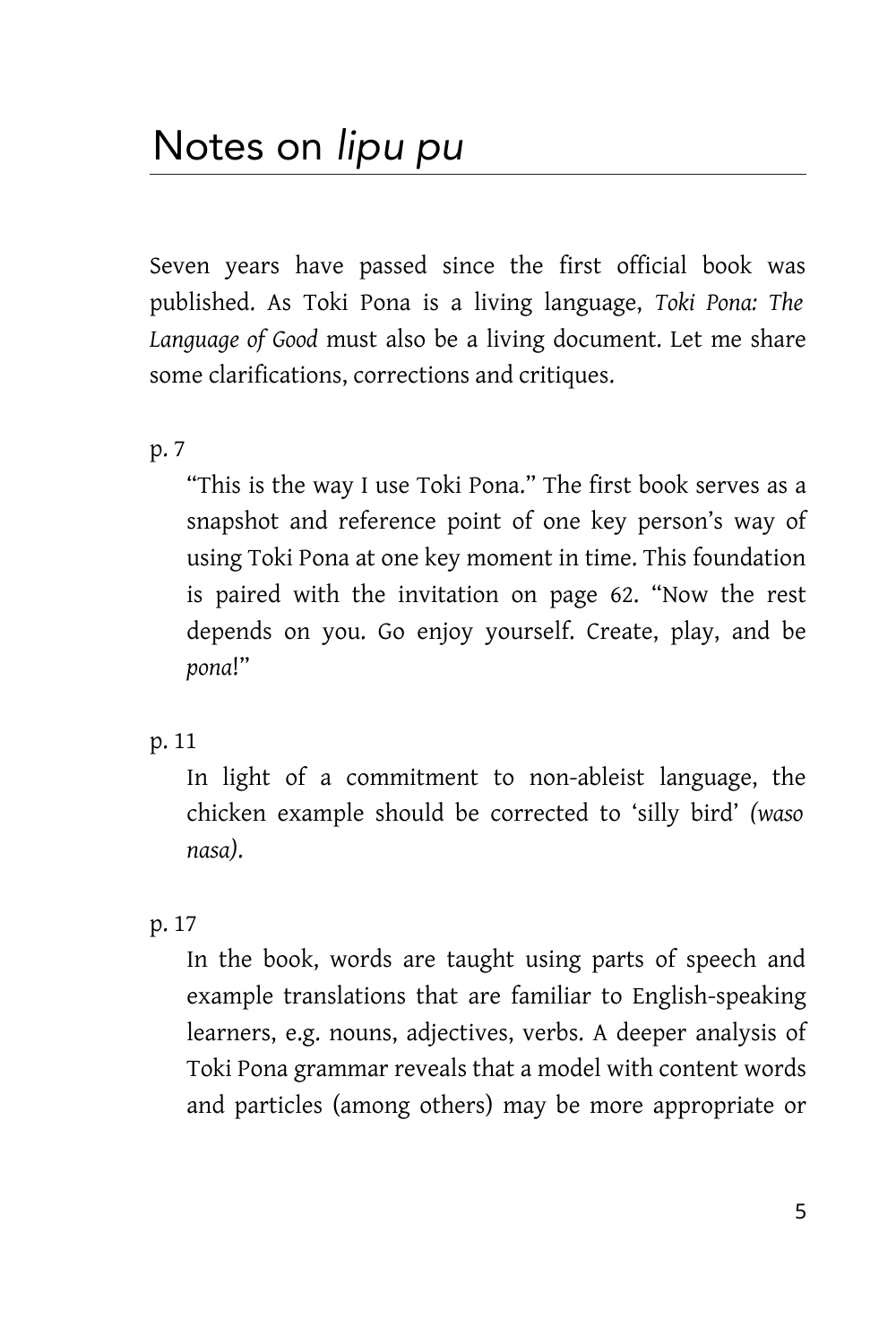# Notes on *lipu pu*

Seven years have passed since the first official book was published. As Toki Pona is a living language, *Toki Pona: The Language of Good* must also be a living document. Let me share some clarifications, corrections and critiques.

p. 7

> "This is the way I use Toki Pona." The first book serves as a snapshot and reference point of one key person's way of using Toki Pona at one key moment in time. This foundation is paired with the invitation on page 62. "Now the rest depends on you. Go enjoy yourself. Create, play, and be *pona*!"

p. 11

> In light of a commitment to non-ableist language, the chicken example should be corrected to 'silly bird' *(waso nasa)*.

p. 17

> In the book, words are taught using parts of speech and example translations that are familiar to English-speaking learners, e.g. nouns, adjectives, verbs. A deeper analysis of Toki Pona grammar reveals that a model with content words and particles (among others) may be more appropriate or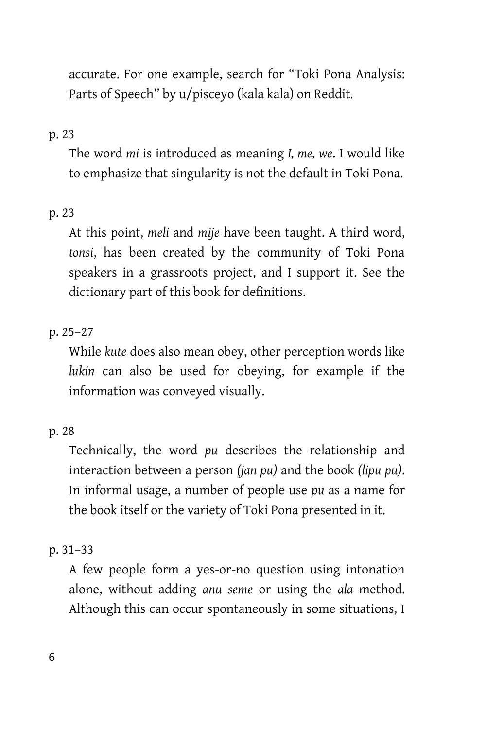accurate. For one example, search for "Toki Pona Analysis: Parts of Speech" by u/pisceyo (kala kala) on Reddit.

p. 23

The word *mi* is introduced as meaning *I, me, we*. I would like to emphasize that singularity is not the default in Toki Pona.

p. 23

At this point, *meli* and *mije* have been taught. A third word, *tonsi*, has been created by the community of Toki Pona speakers in a grassroots project, and I support it. See the dictionary part of this book for definitions.

p. 25–27

While *kute* does also mean obey, other perception words like *lukin* can also be used for obeying, for example if the information was conveyed visually.

p. 28

Technically, the word *pu* describes the relationship and interaction between a person *(jan pu)* and the book *(lipu pu)*. In informal usage, a number of people use *pu* as a name for the book itself or the variety of Toki Pona presented in it.

p. 31–33

A few people form a yes-or-no question using intonation alone, without adding *anu seme* or using the *ala* method. Although this can occur spontaneously in some situations, I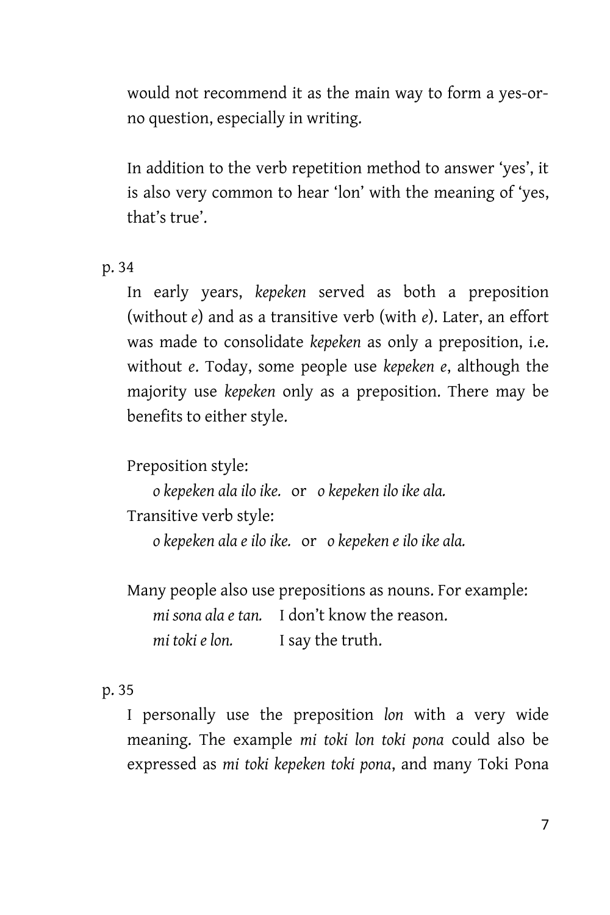would not recommend it as the main way to form a yes-or-no question, especially in writing.

In addition to the verb repetition method to answer 'yes', it is also very common to hear 'lon' with the meaning of 'yes, that's true'.

p. 34

In early years, *kepeken* served as both a preposition (without *e*) and as a transitive verb (with *e*). Later, an effort was made to consolidate *kepeken* as only a preposition, i.e. without *e*. Today, some people use *kepeken e*, although the majority use *kepeken* only as a preposition. There may be benefits to either style.

Preposition style:

*o kepeken ala ilo ike.* or *o kepeken ilo ike ala.*

Transitive verb style:

*o kepeken ala e ilo ike.* or *o kepeken e ilo ike ala.*

Many people also use prepositions as nouns. For example:

*mi sona ala e tan.* I don't know the reason.
*mi toki e lon.* I say the truth.

p. 35

I personally use the preposition *lon* with a very wide meaning. The example *mi toki lon toki pona* could also be expressed as *mi toki kepeken toki pona*, and many Toki Pona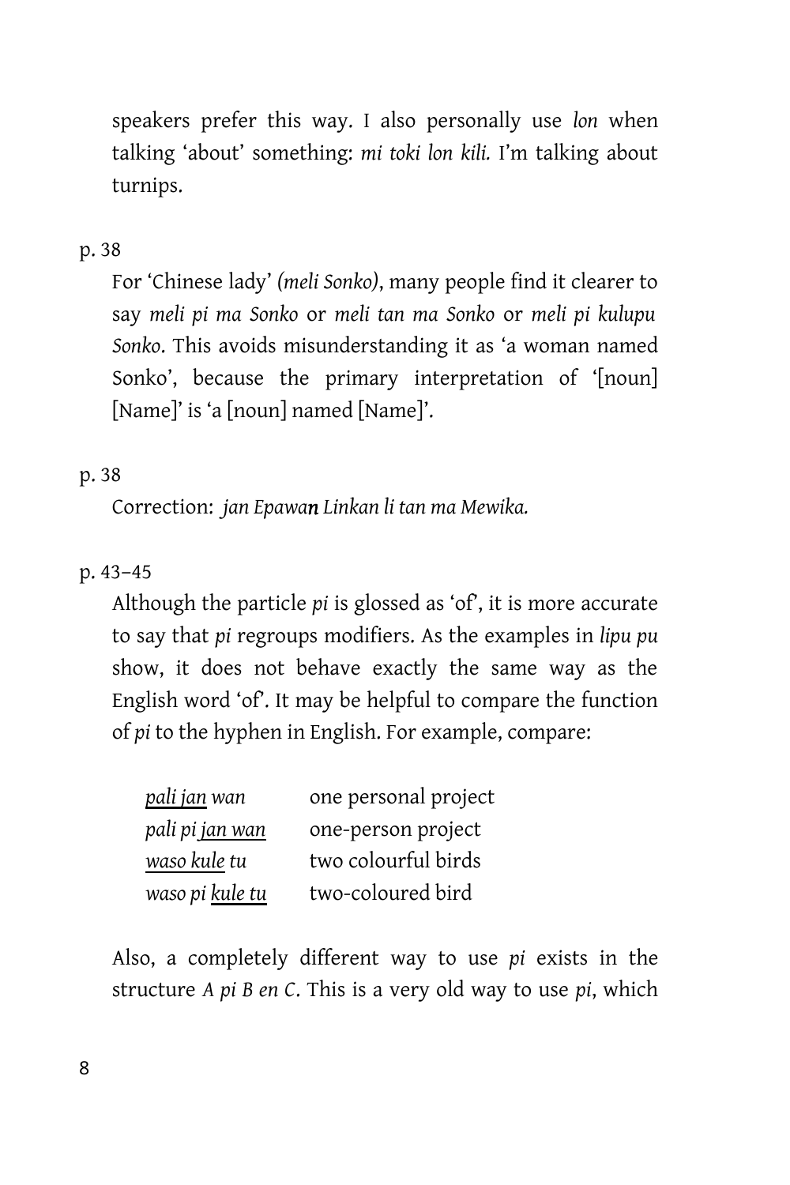speakers prefer this way. I also personally use *lon* when talking 'about' something: *mi toki lon kili.* I'm talking about turnips.

p. 38

For 'Chinese lady' *(meli Sonko)*, many people find it clearer to say *meli pi ma Sonko* or *meli tan ma Sonko* or *meli pi kulupu Sonko*. This avoids misunderstanding it as 'a woman named Sonko', because the primary interpretation of '[noun] [Name]' is 'a [noun] named [Name]'.

p. 38

Correction: *jan Epawa**n** Linkan li tan ma Mewika.*

p. 43–45

Although the particle *pi* is glossed as 'of', it is more accurate to say that *pi* regroups modifiers. As the examples in *lipu pu* show, it does not behave exactly the same way as the English word 'of'. It may be helpful to compare the function of *pi* to the hyphen in English. For example, compare:

| | |
|---|---|
| *<u>pali jan</u> wan* | one personal project |
| *pali pi <u>jan wan</u>* | one-person project |
| *<u>waso kule</u> tu* | two colourful birds |
| *waso pi <u>kule tu</u>* | two-coloured bird |

Also, a completely different way to use *pi* exists in the structure *A pi B en C*. This is a very old way to use *pi*, which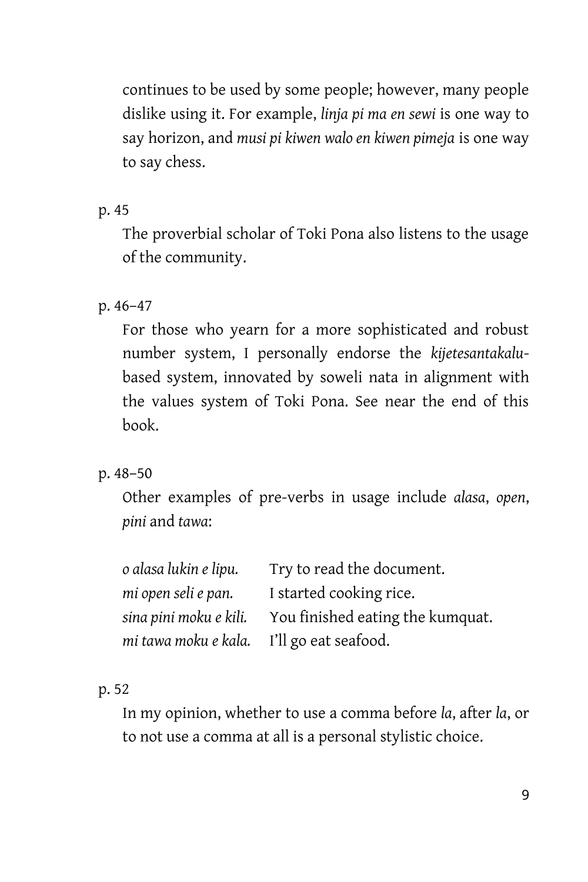continues to be used by some people; however, many people dislike using it. For example, *linja pi ma en sewi* is one way to say horizon, and *musi pi kiwen walo en kiwen pimeja* is one way to say chess.

p. 45

The proverbial scholar of Toki Pona also listens to the usage of the community.

p. 46–47

For those who yearn for a more sophisticated and robust number system, I personally endorse the *kijetesantakalu*-based system, innovated by soweli nata in alignment with the values system of Toki Pona. See near the end of this book.

p. 48–50

Other examples of pre-verbs in usage include *alasa*, *open*, *pini* and *tawa*:

| | |
|---|---|
| *o alasa lukin e lipu.* | Try to read the document. |
| *mi open seli e pan.* | I started cooking rice. |
| *sina pini moku e kili.* | You finished eating the kumquat. |
| *mi tawa moku e kala.* | I'll go eat seafood. |

p. 52

In my opinion, whether to use a comma before *la*, after *la*, or to not use a comma at all is a personal stylistic choice.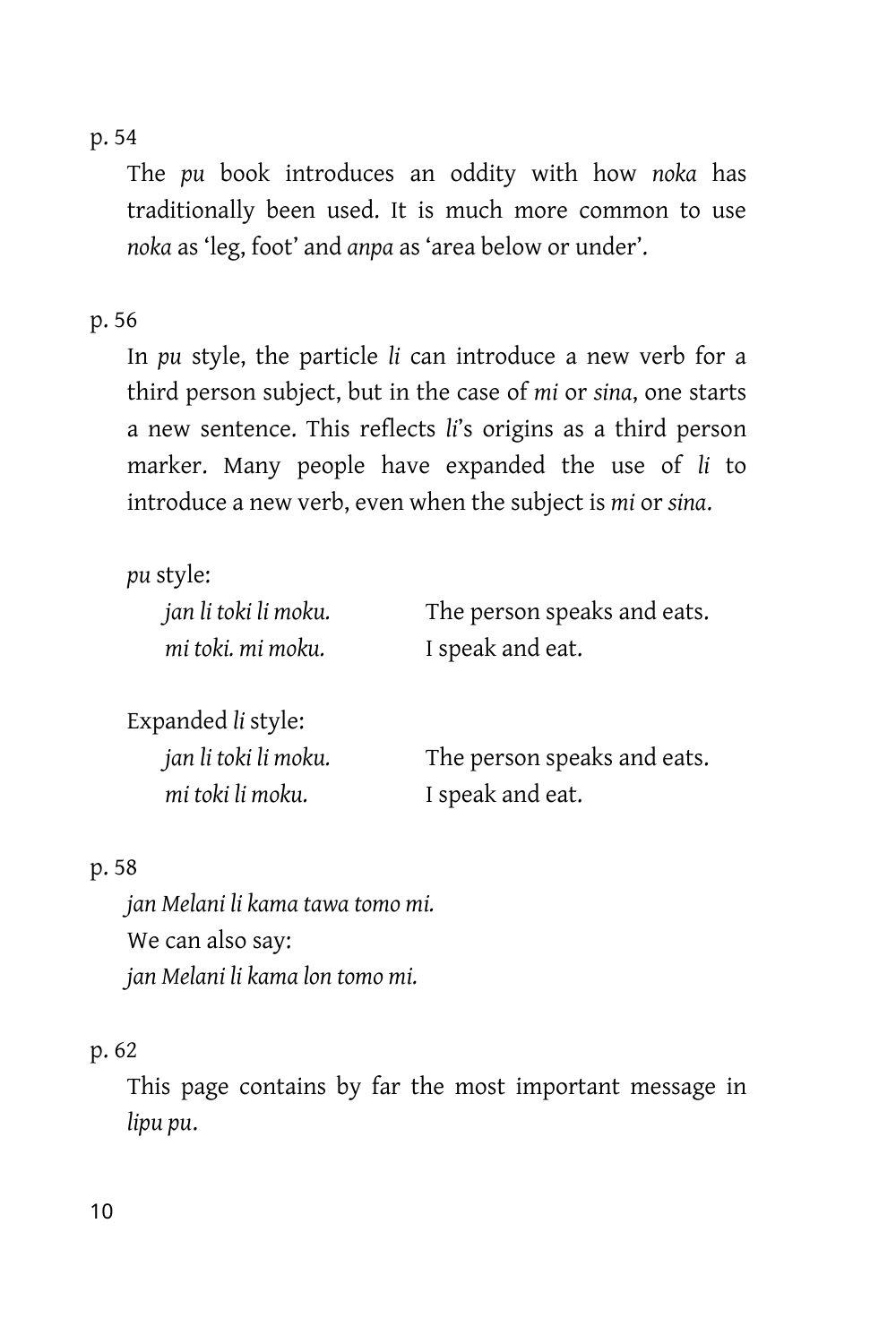p. 54

The *pu* book introduces an oddity with how *noka* has traditionally been used. It is much more common to use *noka* as 'leg, foot' and *anpa* as 'area below or under'.

p. 56

In *pu* style, the particle *li* can introduce a new verb for a third person subject, but in the case of *mi* or *sina*, one starts a new sentence. This reflects *li*'s origins as a third person marker. Many people have expanded the use of *li* to introduce a new verb, even when the subject is *mi* or *sina*.

*pu* style:

| | |
|---|---|
| *jan li toki li moku.* | The person speaks and eats. |
| *mi toki. mi moku.* | I speak and eat. |

Expanded *li* style:

| | |
|---|---|
| *jan li toki li moku.* | The person speaks and eats. |
| *mi toki li moku.* | I speak and eat. |

p. 58

*jan Melani li kama tawa tomo mi.*
We can also say:
*jan Melani li kama lon tomo mi.*

p. 62

This page contains by far the most important message in *lipu pu*.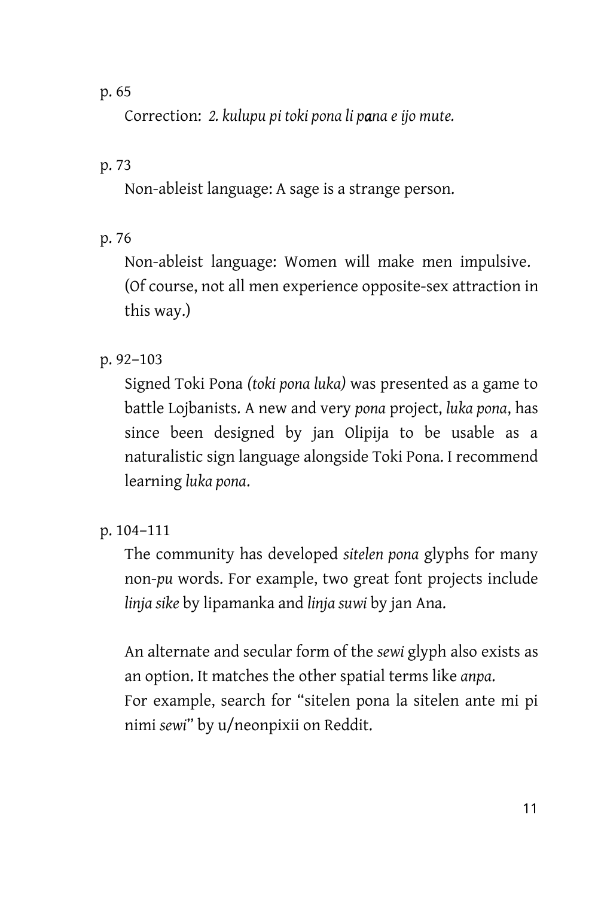p. 65

Correction: *2. kulupu pi toki pona li pana e ijo mute.*

p. 73

Non-ableist language: A sage is a strange person.

p. 76

Non-ableist language: Women will make men impulsive. (Of course, not all men experience opposite-sex attraction in this way.)

p. 92–103

Signed Toki Pona *(toki pona luka)* was presented as a game to battle Lojbanists. A new and very *pona* project, *luka pona*, has since been designed by jan Olipija to be usable as a naturalistic sign language alongside Toki Pona. I recommend learning *luka pona*.

p. 104–111

The community has developed *sitelen pona* glyphs for many non-*pu* words. For example, two great font projects include *linja sike* by lipamanka and *linja suwi* by jan Ana.

An alternate and secular form of the *sewi* glyph also exists as an option. It matches the other spatial terms like *anpa*. For example, search for "sitelen pona la sitelen ante mi pi nimi *sewi*" by u/neonpixii on Reddit.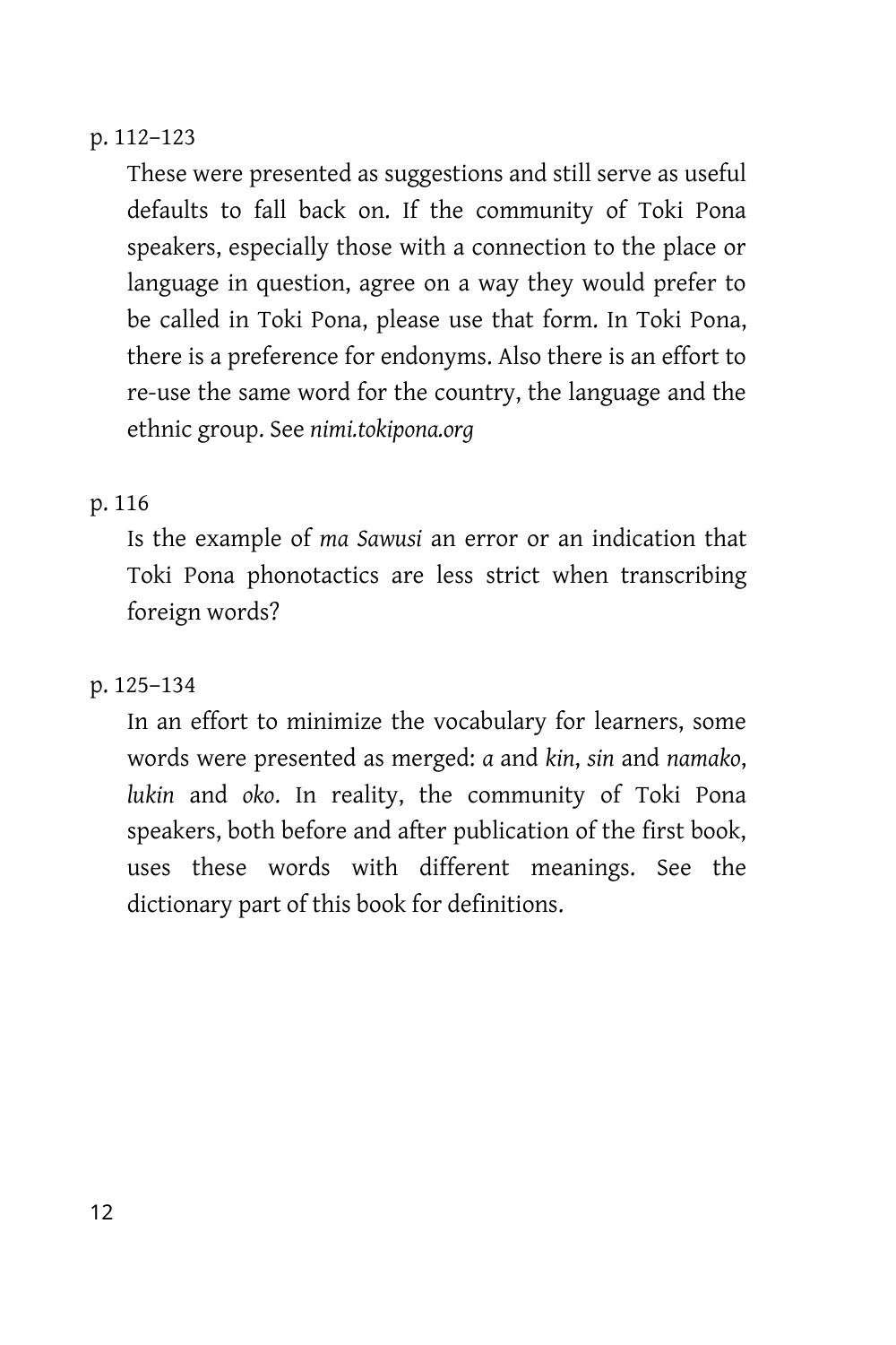p. 112–123

These were presented as suggestions and still serve as useful defaults to fall back on. If the community of Toki Pona speakers, especially those with a connection to the place or language in question, agree on a way they would prefer to be called in Toki Pona, please use that form. In Toki Pona, there is a preference for endonyms. Also there is an effort to re-use the same word for the country, the language and the ethnic group. See *nimi.tokipona.org*

p. 116

Is the example of *ma Sawusi* an error or an indication that Toki Pona phonotactics are less strict when transcribing foreign words?

p. 125–134

In an effort to minimize the vocabulary for learners, some words were presented as merged: *a* and *kin*, *sin* and *namako*, *lukin* and *oko*. In reality, the community of Toki Pona speakers, both before and after publication of the first book, uses these words with different meanings. See the dictionary part of this book for definitions.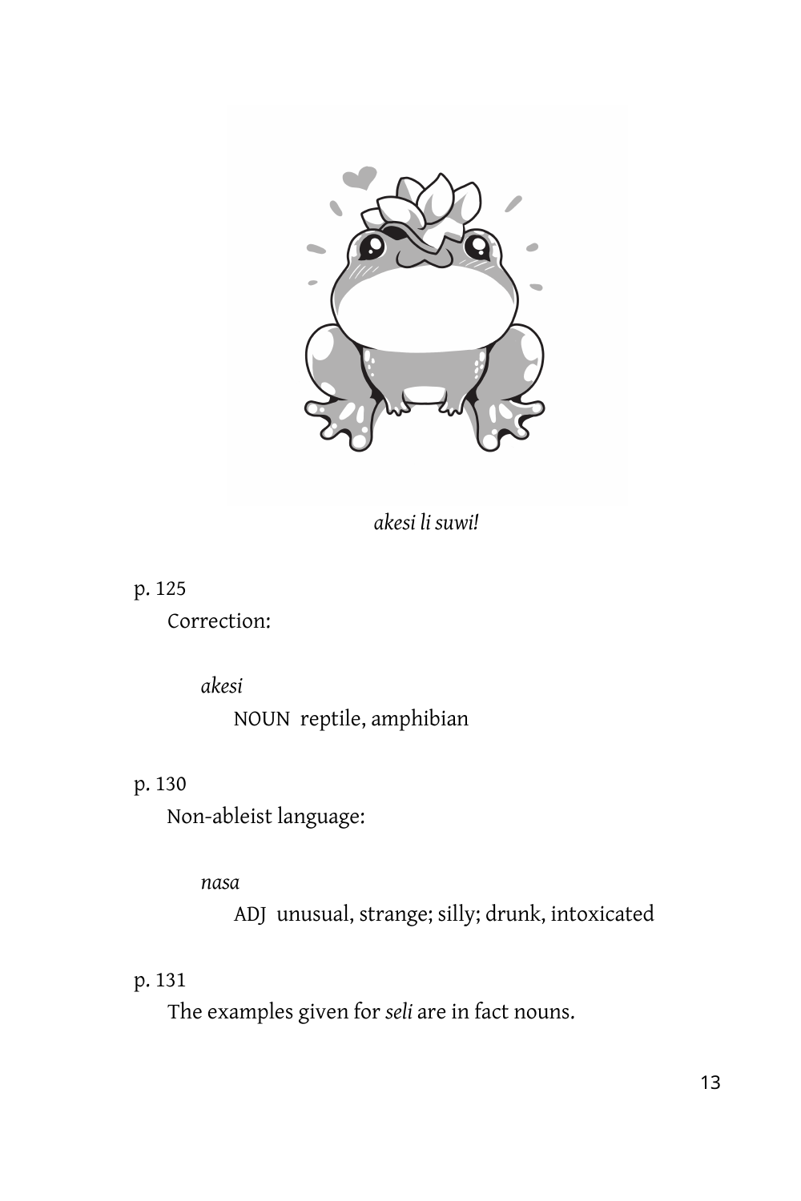*akesi li suwi!*

p. 125

Correction:

*akesi*

NOUN reptile, amphibian

p. 130

Non-ableist language:

*nasa*

ADJ unusual, strange; silly; drunk, intoxicated

p. 131

The examples given for *seli* are in fact nouns.